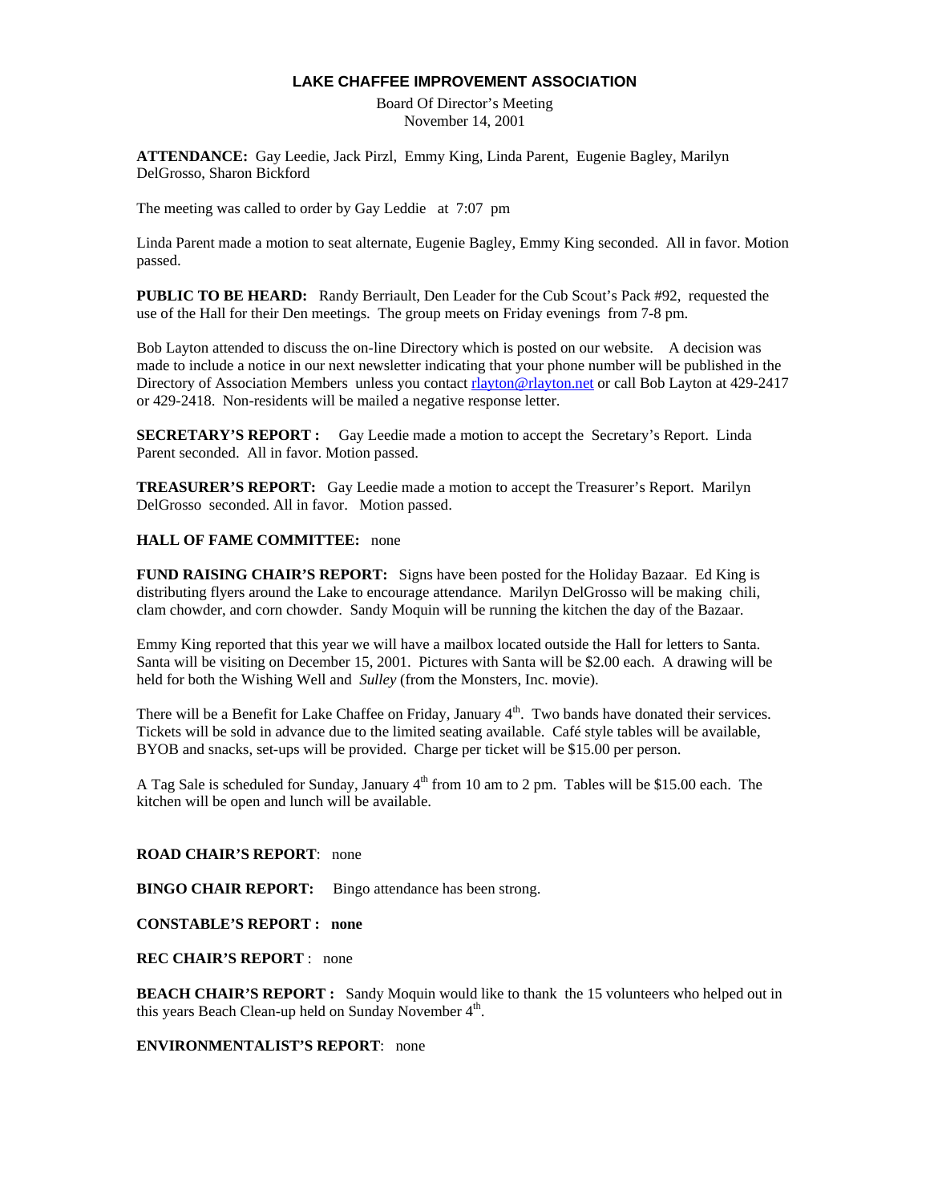# LAKE CHAFFEE IMPROVEMENT ASSOCIATION

Board Of Director's Meeting
November 14, 2001

**ATTENDANCE:** Gay Leedie, Jack Pirzl, Emmy King, Linda Parent, Eugenie Bagley, Marilyn DelGrosso, Sharon Bickford

The meeting was called to order by Gay Leddie at 7:07 pm

Linda Parent made a motion to seat alternate, Eugenie Bagley, Emmy King seconded. All in favor. Motion passed.

**PUBLIC TO BE HEARD:** Randy Berriault, Den Leader for the Cub Scout's Pack #92, requested the use of the Hall for their Den meetings. The group meets on Friday evenings from 7-8 pm.

Bob Layton attended to discuss the on-line Directory which is posted on our website. A decision was made to include a notice in our next newsletter indicating that your phone number will be published in the Directory of Association Members unless you contact rlayton@rlayton.net or call Bob Layton at 429-2417 or 429-2418. Non-residents will be mailed a negative response letter.

**SECRETARY'S REPORT :** Gay Leedie made a motion to accept the Secretary's Report. Linda Parent seconded. All in favor. Motion passed.

**TREASURER'S REPORT:** Gay Leedie made a motion to accept the Treasurer's Report. Marilyn DelGrosso seconded. All in favor. Motion passed.

**HALL OF FAME COMMITTEE:** none

**FUND RAISING CHAIR'S REPORT:** Signs have been posted for the Holiday Bazaar. Ed King is distributing flyers around the Lake to encourage attendance. Marilyn DelGrosso will be making chili, clam chowder, and corn chowder. Sandy Moquin will be running the kitchen the day of the Bazaar.

Emmy King reported that this year we will have a mailbox located outside the Hall for letters to Santa. Santa will be visiting on December 15, 2001. Pictures with Santa will be $2.00 each. A drawing will be held for both the Wishing Well and *Sulley* (from the Monsters, Inc. movie).

There will be a Benefit for Lake Chaffee on Friday, January 4th. Two bands have donated their services. Tickets will be sold in advance due to the limited seating available. Café style tables will be available, BYOB and snacks, set-ups will be provided. Charge per ticket will be $15.00 per person.

A Tag Sale is scheduled for Sunday, January 4th from 10 am to 2 pm. Tables will be $15.00 each. The kitchen will be open and lunch will be available.

**ROAD CHAIR'S REPORT**: none

**BINGO CHAIR REPORT:** Bingo attendance has been strong.

**CONSTABLE'S REPORT : none**

**REC CHAIR'S REPORT** : none

**BEACH CHAIR'S REPORT :** Sandy Moquin would like to thank the 15 volunteers who helped out in this years Beach Clean-up held on Sunday November 4th.

**ENVIRONMENTALIST'S REPORT**: none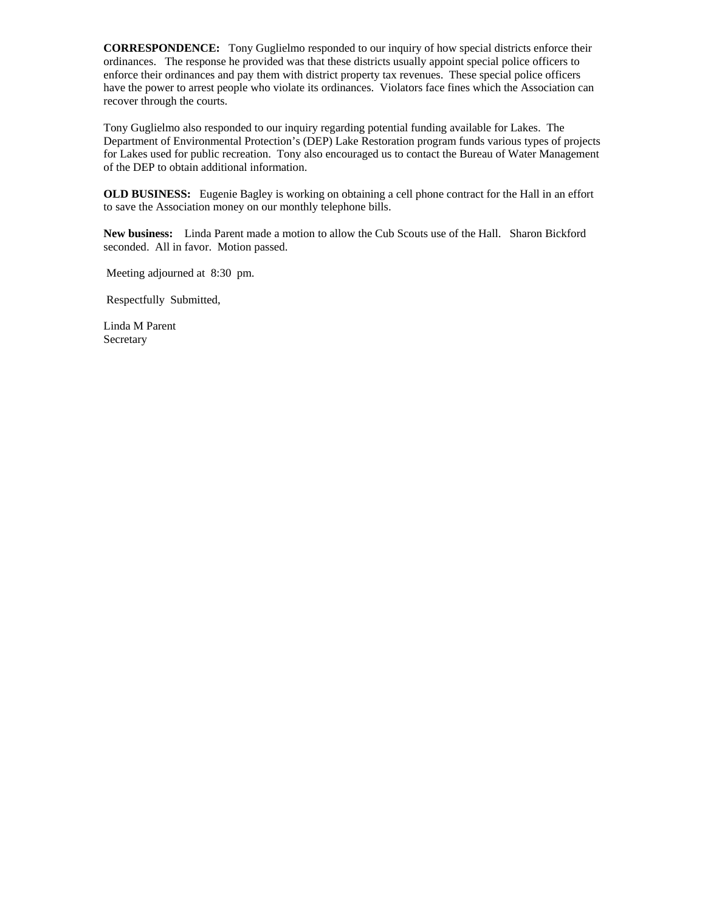**CORRESPONDENCE:** Tony Guglielmo responded to our inquiry of how special districts enforce their ordinances. The response he provided was that these districts usually appoint special police officers to enforce their ordinances and pay them with district property tax revenues. These special police officers have the power to arrest people who violate its ordinances. Violators face fines which the Association can recover through the courts.

Tony Guglielmo also responded to our inquiry regarding potential funding available for Lakes. The Department of Environmental Protection's (DEP) Lake Restoration program funds various types of projects for Lakes used for public recreation. Tony also encouraged us to contact the Bureau of Water Management of the DEP to obtain additional information.

**OLD BUSINESS:** Eugenie Bagley is working on obtaining a cell phone contract for the Hall in an effort to save the Association money on our monthly telephone bills.

**New business:** Linda Parent made a motion to allow the Cub Scouts use of the Hall. Sharon Bickford seconded. All in favor. Motion passed.

Meeting adjourned at 8:30 pm.

Respectfully Submitted,

Linda M Parent
Secretary